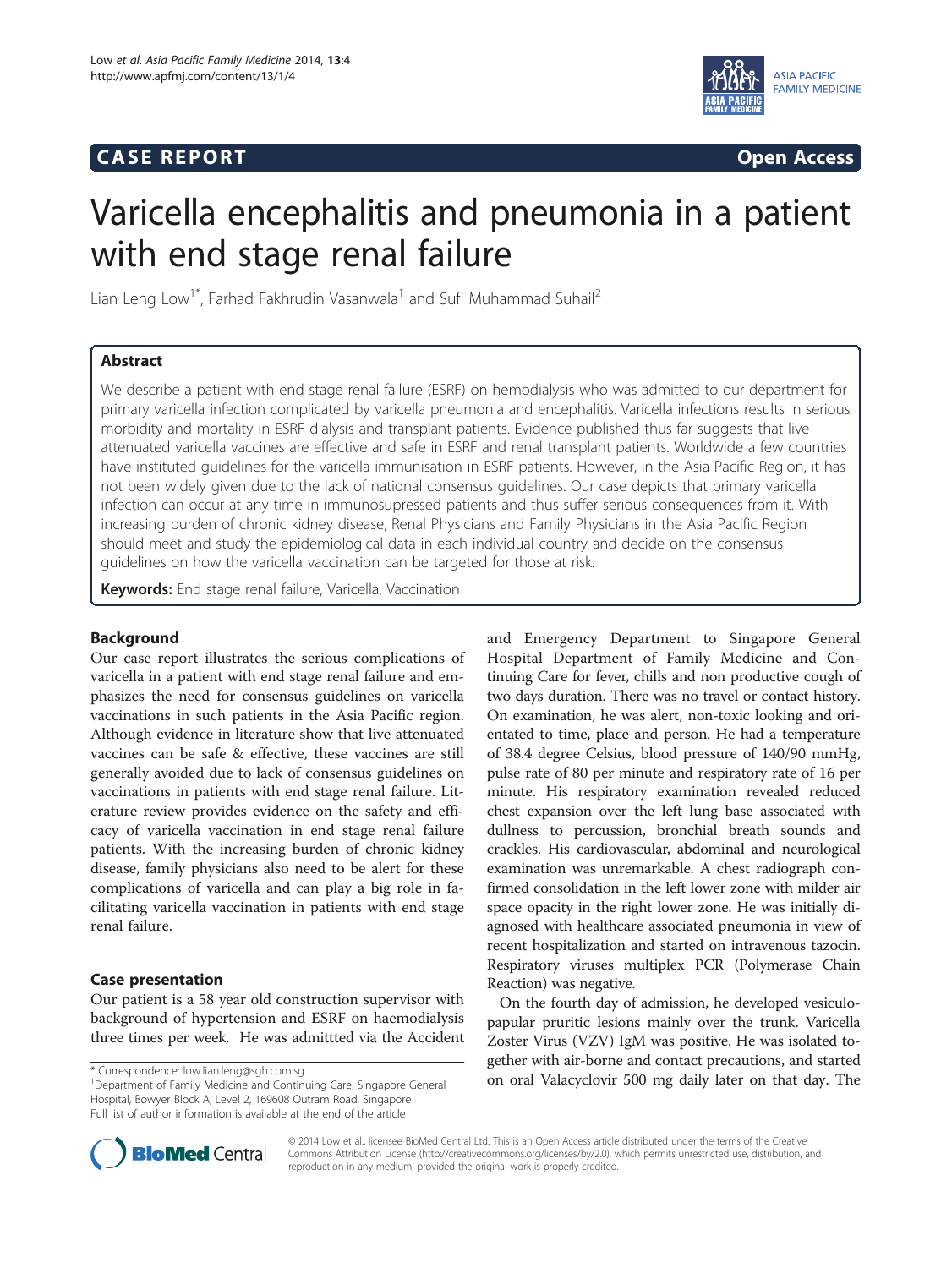CASE REPORT

Open Access

# Varicella encephalitis and pneumonia in a patient with end stage renal failure

Lian Leng Low[1*], Farhad Fakhrudin Vasanwala[1] and Sufi Muhammad Suhail[2]

## Abstract

We describe a patient with end stage renal failure (ESRF) on hemodialysis who was admitted to our department for primary varicella infection complicated by varicella pneumonia and encephalitis. Varicella infections results in serious morbidity and mortality in ESRF dialysis and transplant patients. Evidence published thus far suggests that live attenuated varicella vaccines are effective and safe in ESRF and renal transplant patients. Worldwide a few countries have instituted guidelines for the varicella immunisation in ESRF patients. However, in the Asia Pacific Region, it has not been widely given due to the lack of national consensus guidelines. Our case depicts that primary varicella infection can occur at any time in immunosupressed patients and thus suffer serious consequences from it. With increasing burden of chronic kidney disease, Renal Physicians and Family Physicians in the Asia Pacific Region should meet and study the epidemiological data in each individual country and decide on the consensus guidelines on how the varicella vaccination can be targeted for those at risk.

**Keywords:** End stage renal failure, Varicella, Vaccination

## Background

Our case report illustrates the serious complications of varicella in a patient with end stage renal failure and emphasizes the need for consensus guidelines on varicella vaccinations in such patients in the Asia Pacific region. Although evidence in literature show that live attenuated vaccines can be safe & effective, these vaccines are still generally avoided due to lack of consensus guidelines on vaccinations in patients with end stage renal failure. Literature review provides evidence on the safety and efficacy of varicella vaccination in end stage renal failure patients. With the increasing burden of chronic kidney disease, family physicians also need to be alert for these complications of varicella and can play a big role in facilitating varicella vaccination in patients with end stage renal failure.

## Case presentation

Our patient is a 58 year old construction supervisor with background of hypertension and ESRF on haemodialysis three times per week. He was admittted via the Accident and Emergency Department to Singapore General Hospital Department of Family Medicine and Continuing Care for fever, chills and non productive cough of two days duration. There was no travel or contact history. On examination, he was alert, non-toxic looking and orientated to time, place and person. He had a temperature of 38.4 degree Celsius, blood pressure of 140/90 mmHg, pulse rate of 80 per minute and respiratory rate of 16 per minute. His respiratory examination revealed reduced chest expansion over the left lung base associated with dullness to percussion, bronchial breath sounds and crackles. His cardiovascular, abdominal and neurological examination was unremarkable. A chest radiograph confirmed consolidation in the left lower zone with milder air space opacity in the right lower zone. He was initially diagnosed with healthcare associated pneumonia in view of recent hospitalization and started on intravenous tazocin. Respiratory viruses multiplex PCR (Polymerase Chain Reaction) was negative.

On the fourth day of admission, he developed vesiculopapular pruritic lesions mainly over the trunk. Varicella Zoster Virus (VZV) IgM was positive. He was isolated together with air-borne and contact precautions, and started on oral Valacyclovir 500 mg daily later on that day. The

* Correspondence: low.lian.leng@sgh.com.sg
[1]Department of Family Medicine and Continuing Care, Singapore General Hospital, Bowyer Block A, Level 2, 169608 Outram Road, Singapore
Full list of author information is available at the end of the article

© 2014 Low et al.; licensee BioMed Central Ltd. This is an Open Access article distributed under the terms of the Creative Commons Attribution License (http://creativecommons.org/licenses/by/2.0), which permits unrestricted use, distribution, and reproduction in any medium, provided the original work is properly credited.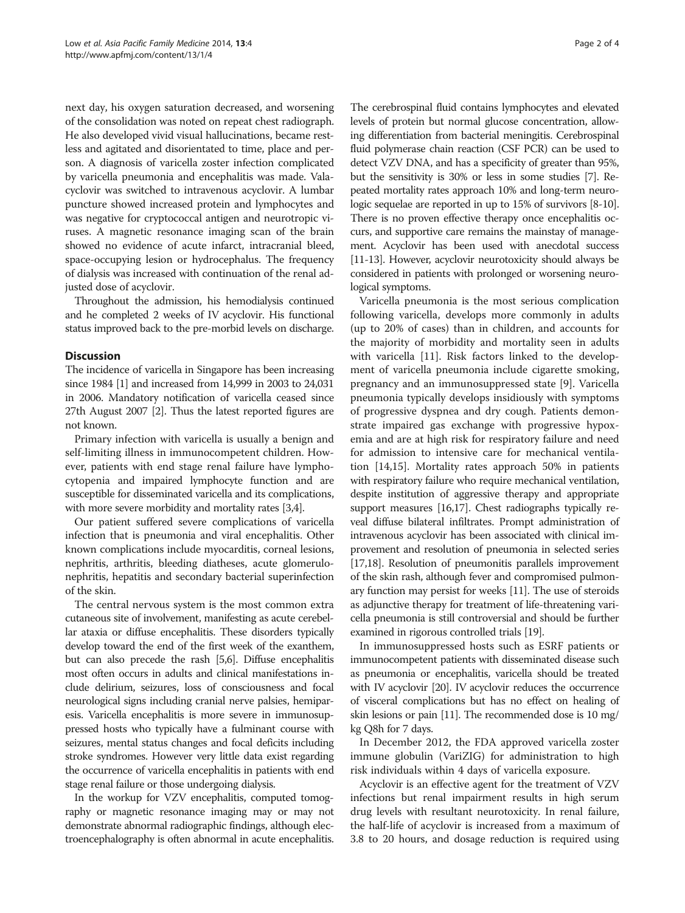next day, his oxygen saturation decreased, and worsening of the consolidation was noted on repeat chest radiograph. He also developed vivid visual hallucinations, became restless and agitated and disorientated to time, place and person. A diagnosis of varicella zoster infection complicated by varicella pneumonia and encephalitis was made. Valacyclovir was switched to intravenous acyclovir. A lumbar puncture showed increased protein and lymphocytes and was negative for cryptococcal antigen and neurotropic viruses. A magnetic resonance imaging scan of the brain showed no evidence of acute infarct, intracranial bleed, space-occupying lesion or hydrocephalus. The frequency of dialysis was increased with continuation of the renal adjusted dose of acyclovir.

Throughout the admission, his hemodialysis continued and he completed 2 weeks of IV acyclovir. His functional status improved back to the pre-morbid levels on discharge.

## Discussion

The incidence of varicella in Singapore has been increasing since 1984 [1] and increased from 14,999 in 2003 to 24,031 in 2006. Mandatory notification of varicella ceased since 27th August 2007 [2]. Thus the latest reported figures are not known.

Primary infection with varicella is usually a benign and self-limiting illness in immunocompetent children. However, patients with end stage renal failure have lymphocytopenia and impaired lymphocyte function and are susceptible for disseminated varicella and its complications, with more severe morbidity and mortality rates [3,4].

Our patient suffered severe complications of varicella infection that is pneumonia and viral encephalitis. Other known complications include myocarditis, corneal lesions, nephritis, arthritis, bleeding diatheses, acute glomerulonephritis, hepatitis and secondary bacterial superinfection of the skin.

The central nervous system is the most common extra cutaneous site of involvement, manifesting as acute cerebellar ataxia or diffuse encephalitis. These disorders typically develop toward the end of the first week of the exanthem, but can also precede the rash [5,6]. Diffuse encephalitis most often occurs in adults and clinical manifestations include delirium, seizures, loss of consciousness and focal neurological signs including cranial nerve palsies, hemiparesis. Varicella encephalitis is more severe in immunosuppressed hosts who typically have a fulminant course with seizures, mental status changes and focal deficits including stroke syndromes. However very little data exist regarding the occurrence of varicella encephalitis in patients with end stage renal failure or those undergoing dialysis.

In the workup for VZV encephalitis, computed tomography or magnetic resonance imaging may or may not demonstrate abnormal radiographic findings, although electroencephalography is often abnormal in acute encephalitis. The cerebrospinal fluid contains lymphocytes and elevated levels of protein but normal glucose concentration, allowing differentiation from bacterial meningitis. Cerebrospinal fluid polymerase chain reaction (CSF PCR) can be used to detect VZV DNA, and has a specificity of greater than 95%, but the sensitivity is 30% or less in some studies [7]. Repeated mortality rates approach 10% and long-term neurologic sequelae are reported in up to 15% of survivors [8-10]. There is no proven effective therapy once encephalitis occurs, and supportive care remains the mainstay of management. Acyclovir has been used with anecdotal success [11-13]. However, acyclovir neurotoxicity should always be considered in patients with prolonged or worsening neurological symptoms.

Varicella pneumonia is the most serious complication following varicella, develops more commonly in adults (up to 20% of cases) than in children, and accounts for the majority of morbidity and mortality seen in adults with varicella [11]. Risk factors linked to the development of varicella pneumonia include cigarette smoking, pregnancy and an immunosuppressed state [9]. Varicella pneumonia typically develops insidiously with symptoms of progressive dyspnea and dry cough. Patients demonstrate impaired gas exchange with progressive hypoxemia and are at high risk for respiratory failure and need for admission to intensive care for mechanical ventilation [14,15]. Mortality rates approach 50% in patients with respiratory failure who require mechanical ventilation, despite institution of aggressive therapy and appropriate support measures [16,17]. Chest radiographs typically reveal diffuse bilateral infiltrates. Prompt administration of intravenous acyclovir has been associated with clinical improvement and resolution of pneumonia in selected series [17,18]. Resolution of pneumonitis parallels improvement of the skin rash, although fever and compromised pulmonary function may persist for weeks [11]. The use of steroids as adjunctive therapy for treatment of life-threatening varicella pneumonia is still controversial and should be further examined in rigorous controlled trials [19].

In immunosuppressed hosts such as ESRF patients or immunocompetent patients with disseminated disease such as pneumonia or encephalitis, varicella should be treated with IV acyclovir [20]. IV acyclovir reduces the occurrence of visceral complications but has no effect on healing of skin lesions or pain [11]. The recommended dose is 10 mg/kg Q8h for 7 days.

In December 2012, the FDA approved varicella zoster immune globulin (VariZIG) for administration to high risk individuals within 4 days of varicella exposure.

Acyclovir is an effective agent for the treatment of VZV infections but renal impairment results in high serum drug levels with resultant neurotoxicity. In renal failure, the half-life of acyclovir is increased from a maximum of 3.8 to 20 hours, and dosage reduction is required using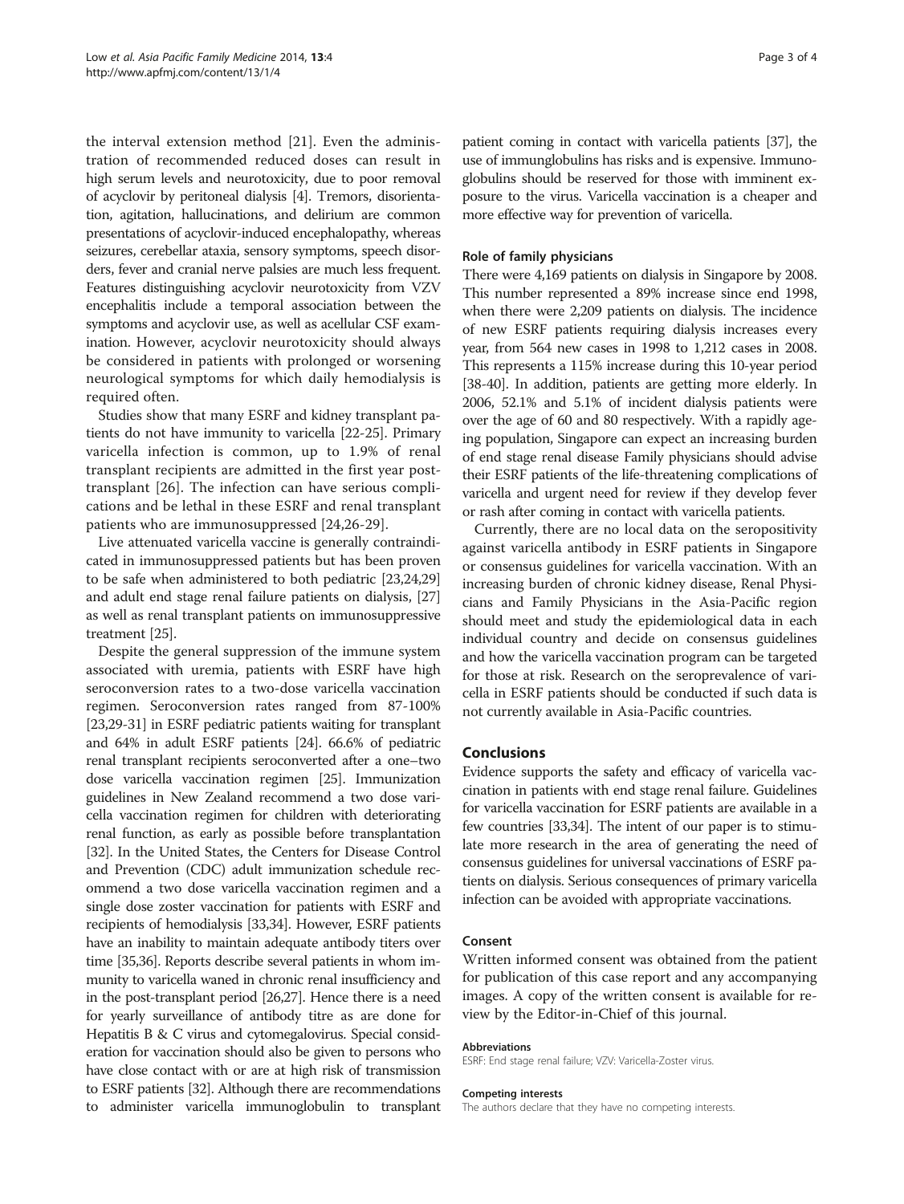the interval extension method [21]. Even the administration of recommended reduced doses can result in high serum levels and neurotoxicity, due to poor removal of acyclovir by peritoneal dialysis [4]. Tremors, disorientation, agitation, hallucinations, and delirium are common presentations of acyclovir-induced encephalopathy, whereas seizures, cerebellar ataxia, sensory symptoms, speech disorders, fever and cranial nerve palsies are much less frequent. Features distinguishing acyclovir neurotoxicity from VZV encephalitis include a temporal association between the symptoms and acyclovir use, as well as acellular CSF examination. However, acyclovir neurotoxicity should always be considered in patients with prolonged or worsening neurological symptoms for which daily hemodialysis is required often.

Studies show that many ESRF and kidney transplant patients do not have immunity to varicella [22-25]. Primary varicella infection is common, up to 1.9% of renal transplant recipients are admitted in the first year post-transplant [26]. The infection can have serious complications and be lethal in these ESRF and renal transplant patients who are immunosuppressed [24,26-29].

Live attenuated varicella vaccine is generally contraindicated in immunosuppressed patients but has been proven to be safe when administered to both pediatric [23,24,29] and adult end stage renal failure patients on dialysis, [27] as well as renal transplant patients on immunosuppressive treatment [25].

Despite the general suppression of the immune system associated with uremia, patients with ESRF have high seroconversion rates to a two-dose varicella vaccination regimen. Seroconversion rates ranged from 87-100% [23,29-31] in ESRF pediatric patients waiting for transplant and 64% in adult ESRF patients [24]. 66.6% of pediatric renal transplant recipients seroconverted after a one–two dose varicella vaccination regimen [25]. Immunization guidelines in New Zealand recommend a two dose varicella vaccination regimen for children with deteriorating renal function, as early as possible before transplantation [32]. In the United States, the Centers for Disease Control and Prevention (CDC) adult immunization schedule recommend a two dose varicella vaccination regimen and a single dose zoster vaccination for patients with ESRF and recipients of hemodialysis [33,34]. However, ESRF patients have an inability to maintain adequate antibody titers over time [35,36]. Reports describe several patients in whom immunity to varicella waned in chronic renal insufficiency and in the post-transplant period [26,27]. Hence there is a need for yearly surveillance of antibody titre as are done for Hepatitis B & C virus and cytomegalovirus. Special consideration for vaccination should also be given to persons who have close contact with or are at high risk of transmission to ESRF patients [32]. Although there are recommendations to administer varicella immunoglobulin to transplant patient coming in contact with varicella patients [37], the use of immunglobulins has risks and is expensive. Immunoglobulins should be reserved for those with imminent exposure to the virus. Varicella vaccination is a cheaper and more effective way for prevention of varicella.

### Role of family physicians

There were 4,169 patients on dialysis in Singapore by 2008. This number represented a 89% increase since end 1998, when there were 2,209 patients on dialysis. The incidence of new ESRF patients requiring dialysis increases every year, from 564 new cases in 1998 to 1,212 cases in 2008. This represents a 115% increase during this 10-year period [38-40]. In addition, patients are getting more elderly. In 2006, 52.1% and 5.1% of incident dialysis patients were over the age of 60 and 80 respectively. With a rapidly ageing population, Singapore can expect an increasing burden of end stage renal disease Family physicians should advise their ESRF patients of the life-threatening complications of varicella and urgent need for review if they develop fever or rash after coming in contact with varicella patients.

Currently, there are no local data on the seropositivity against varicella antibody in ESRF patients in Singapore or consensus guidelines for varicella vaccination. With an increasing burden of chronic kidney disease, Renal Physicians and Family Physicians in the Asia-Pacific region should meet and study the epidemiological data in each individual country and decide on consensus guidelines and how the varicella vaccination program can be targeted for those at risk. Research on the seroprevalence of varicella in ESRF patients should be conducted if such data is not currently available in Asia-Pacific countries.

## Conclusions

Evidence supports the safety and efficacy of varicella vaccination in patients with end stage renal failure. Guidelines for varicella vaccination for ESRF patients are available in a few countries [33,34]. The intent of our paper is to stimulate more research in the area of generating the need of consensus guidelines for universal vaccinations of ESRF patients on dialysis. Serious consequences of primary varicella infection can be avoided with appropriate vaccinations.

### Consent

Written informed consent was obtained from the patient for publication of this case report and any accompanying images. A copy of the written consent is available for review by the Editor-in-Chief of this journal.

#### Abbreviations

ESRF: End stage renal failure; VZV: Varicella-Zoster virus.

#### Competing interests

The authors declare that they have no competing interests.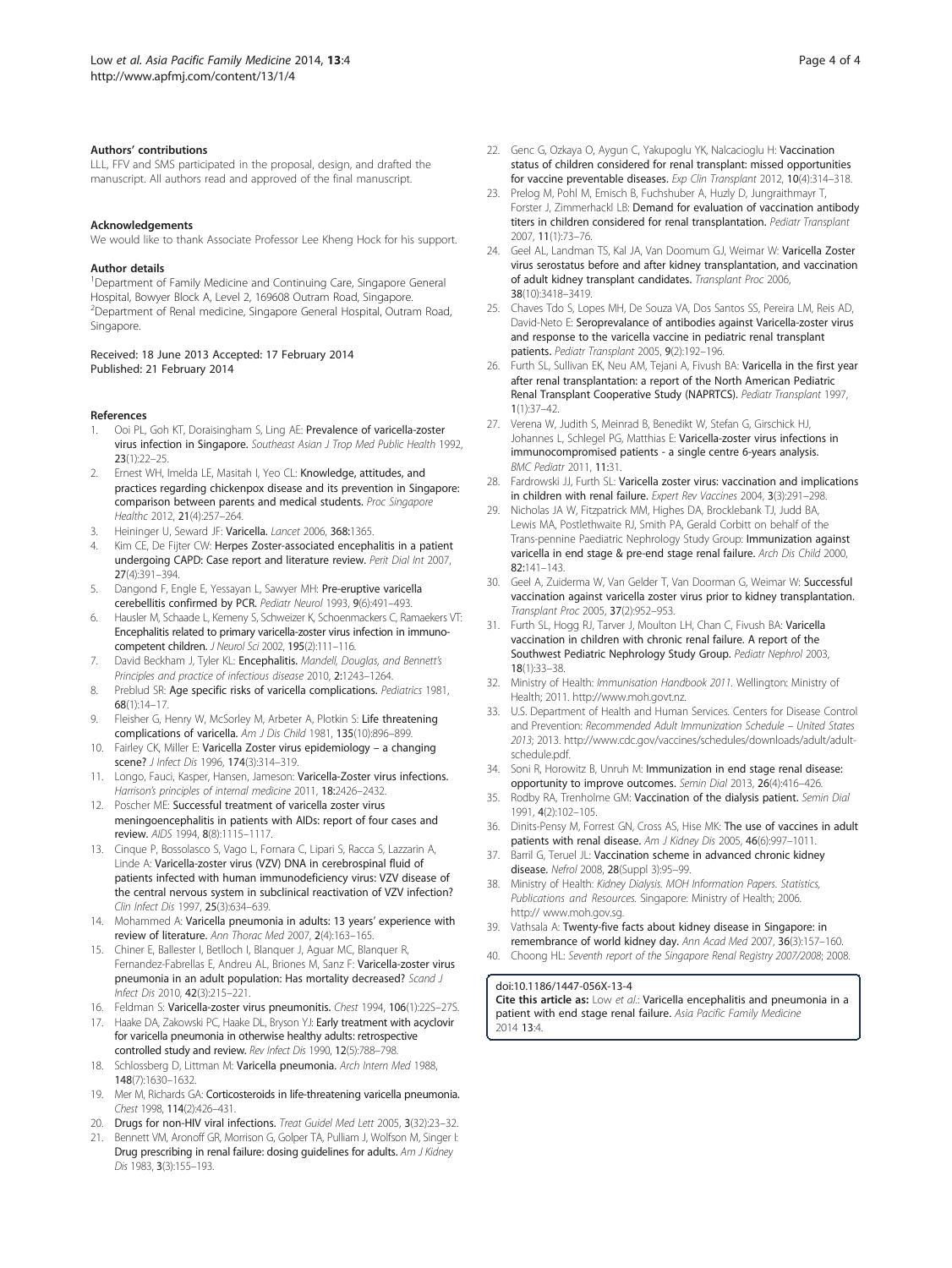### Authors' contributions

LLL, FFV and SMS participated in the proposal, design, and drafted the manuscript. All authors read and approved of the final manuscript.

### Acknowledgements

We would like to thank Associate Professor Lee Kheng Hock for his support.

### Author details

[1]Department of Family Medicine and Continuing Care, Singapore General Hospital, Bowyer Block A, Level 2, 169608 Outram Road, Singapore. [2]Department of Renal medicine, Singapore General Hospital, Outram Road, Singapore.

Received: 18 June 2013 Accepted: 17 February 2014
Published: 21 February 2014

### References

1. Ooi PL, Goh KT, Doraisingham S, Ling AE: **Prevalence of varicella-zoster virus infection in Singapore.** *Southeast Asian J Trop Med Public Health* 1992, **23**(1):22–25.
2. Ernest WH, Imelda LE, Masitah I, Yeo CL: **Knowledge, attitudes, and practices regarding chickenpox disease and its prevention in Singapore: comparison between parents and medical students.** *Proc Singapore Healthc* 2012, **21**(4):257–264.
3. Heininger U, Seward JF: **Varicella.** *Lancet* 2006, **368:**1365.
4. Kim CE, De Fijter CW: **Herpes Zoster-associated encephalitis in a patient undergoing CAPD: Case report and literature review.** *Perit Dial Int* 2007, **27**(4):391–394.
5. Dangond F, Engle E, Yessayan L, Sawyer MH: **Pre-eruptive varicella cerebellitis confirmed by PCR.** *Pediatr Neurol* 1993, **9**(6):491–493.
6. Hausler M, Schaade L, Kemeny S, Schweizer K, Schoenmackers C, Ramaekers VT: **Encephalitis related to primary varicella-zoster virus infection in immunocompetent children.** *J Neurol Sci* 2002, **195**(2):111–116.
7. David Beckham J, Tyler KL: **Encephalitis.** *Mandell, Douglas, and Bennett's Principles and practice of infectious disease* 2010, **2:**1243–1264.
8. Preblud SR: **Age specific risks of varicella complications.** *Pediatrics* 1981, **68**(1):14–17.
9. Fleisher G, Henry W, McSorley M, Arbeter A, Plotkin S: **Life threatening complications of varicella.** *Am J Dis Child* 1981, **135**(10):896–899.
10. Fairley CK, Miller E: **Varicella Zoster virus epidemiology – a changing scene?** *J Infect Dis* 1996, **174**(3):314–319.
11. Longo, Fauci, Kasper, Hansen, Jameson: **Varicella-Zoster virus infections.** *Harrison's principles of internal medicine* 2011, **18:**2426–2432.
12. Poscher ME: **Successful treatment of varicella zoster virus meningoencephalitis in patients with AIDs: report of four cases and review.** *AIDS* 1994, **8**(8):1115–1117.
13. Cinque P, Bossolasco S, Vago L, Fornara C, Lipari S, Racca S, Lazzarin A, Linde A: **Varicella-zoster virus (VZV) DNA in cerebrospinal fluid of patients infected with human immunodeficiency virus: VZV disease of the central nervous system in subclinical reactivation of VZV infection?** *Clin Infect Dis* 1997, **25**(3):634–639.
14. Mohammed A: **Varicella pneumonia in adults: 13 years' experience with review of literature.** *Ann Thorac Med* 2007, **2**(4):163–165.
15. Chiner E, Ballester I, Betlloch I, Blanquer J, Aguar MC, Blanquer R, Fernandez-Fabrellas E, Andreu AL, Briones M, Sanz F: **Varicella-zoster virus pneumonia in an adult population: Has mortality decreased?** *Scand J Infect Dis* 2010, **42**(3):215–221.
16. Feldman S: **Varicella-zoster virus pneumonitis.** *Chest* 1994, **106**(1):22S–27S.
17. Haake DA, Zakowski PC, Haake DL, Bryson YJ: **Early treatment with acyclovir for varicella pneumonia in otherwise healthy adults: retrospective controlled study and review.** *Rev Infect Dis* 1990, **12**(5):788–798.
18. Schlossberg D, Littman M: **Varicella pneumonia.** *Arch Intern Med* 1988, **148**(7):1630–1632.
19. Mer M, Richards GA: **Corticosteroids in life-threatening varicella pneumonia.** *Chest* 1998, **114**(2):426–431.
20. **Drugs for non-HIV viral infections.** *Treat Guidel Med Lett* 2005, **3**(32):23–32.
21. Bennett VM, Aronoff GR, Morrison G, Golper TA, Pulliam J, Wolfson M, Singer I: **Drug prescribing in renal failure: dosing guidelines for adults.** *Am J Kidney Dis* 1983, **3**(3):155–193.
22. Genc G, Ozkaya O, Aygun C, Yakupoglu YK, Nalcacioglu H: **Vaccination status of children considered for renal transplant: missed opportunities for vaccine preventable diseases.** *Exp Clin Transplant* 2012, **10**(4):314–318.
23. Prelog M, Pohl M, Emisch B, Fuchshuber A, Huzly D, Jungraithmayr T, Forster J, Zimmerhackl LB: **Demand for evaluation of vaccination antibody titers in children considered for renal transplantation.** *Pediatr Transplant* 2007, **11**(1):73–76.
24. Geel AL, Landman TS, Kal JA, Van Doomum GJ, Weimar W: **Varicella Zoster virus serostatus before and after kidney transplantation, and vaccination of adult kidney transplant candidates.** *Transplant Proc* 2006, **38**(10):3418–3419.
25. Chaves Tdo S, Lopes MH, De Souza VA, Dos Santos SS, Pereira LM, Reis AD, David-Neto E: **Seroprevalance of antibodies against Varicella-zoster virus and response to the varicella vaccine in pediatric renal transplant patients.** *Pediatr Transplant* 2005, **9**(2):192–196.
26. Furth SL, Sullivan EK, Neu AM, Tejani A, Fivush BA: **Varicella in the first year after renal transplantation: a report of the North American Pediatric Renal Transplant Cooperative Study (NAPRTCS).** *Pediatr Transplant* 1997, **1**(1):37–42.
27. Verena W, Judith S, Meinrad B, Benedikt W, Stefan G, Girschick HJ, Johannes L, Schlegel PG, Matthias E: **Varicella-zoster virus infections in immunocompromised patients - a single centre 6-years analysis.** *BMC Pediatr* 2011, **11:**31.
28. Fardrowski JJ, Furth SL: **Varicella zoster virus: vaccination and implications in children with renal failure.** *Expert Rev Vaccines* 2004, **3**(3):291–298.
29. Nicholas JA W, Fitzpatrick MM, Highes DA, Brocklebank TJ, Judd BA, Lewis MA, Postlethwaite RJ, Smith PA, Gerald Corbitt on behalf of the Trans-pennine Paediatric Nephrology Study Group: **Immunization against varicella in end stage & pre-end stage renal failure.** *Arch Dis Child* 2000, **82:**141–143.
30. Geel A, Zuiderma W, Van Gelder T, Van Doorman G, Weimar W: **Successful vaccination against varicella zoster virus prior to kidney transplantation.** *Transplant Proc* 2005, **37**(2):952–953.
31. Furth SL, Hogg RJ, Tarver J, Moulton LH, Chan C, Fivush BA: **Varicella vaccination in children with chronic renal failure. A report of the Southwest Pediatric Nephrology Study Group.** *Pediatr Nephrol* 2003, **18**(1):33–38.
32. Ministry of Health: *Immunisation Handbook 2011.* Wellington: Ministry of Health; 2011. http://www.moh.govt.nz.
33. U.S. Department of Health and Human Services. Centers for Disease Control and Prevention: *Recommended Adult Immunization Schedule – United States 2013;* 2013. http://www.cdc.gov/vaccines/schedules/downloads/adult/adult-schedule.pdf.
34. Soni R, Horowitz B, Unruh M: **Immunization in end stage renal disease: opportunity to improve outcomes.** *Semin Dial* 2013, **26**(4):416–426.
35. Rodby RA, Trenholme GM: **Vaccination of the dialysis patient.** *Semin Dial* 1991, **4**(2):102–105.
36. Dinits-Pensy M, Forrest GN, Cross AS, Hise MK: **The use of vaccines in adult patients with renal disease.** *Am J Kidney Dis* 2005, **46**(6):997–1011.
37. Barril G, Teruel JL: **Vaccination scheme in advanced chronic kidney disease.** *Nefrol* 2008, **28**(Suppl 3):95–99.
38. Ministry of Health: *Kidney Dialysis. MOH Information Papers. Statistics, Publications and Resources.* Singapore: Ministry of Health; 2006. http:// www.moh.gov.sg.
39. Vathsala A: **Twenty-five facts about kidney disease in Singapore: in remembrance of world kidney day.** *Ann Acad Med* 2007, **36**(3):157–160.
40. Choong HL: *Seventh report of the Singapore Renal Registry 2007/2008*; 2008.

doi:10.1186/1447-056X-13-4

**Cite this article as:** Low *et al.*: Varicella encephalitis and pneumonia in a patient with end stage renal failure. *Asia Pacific Family Medicine* 2014 **13**:4.